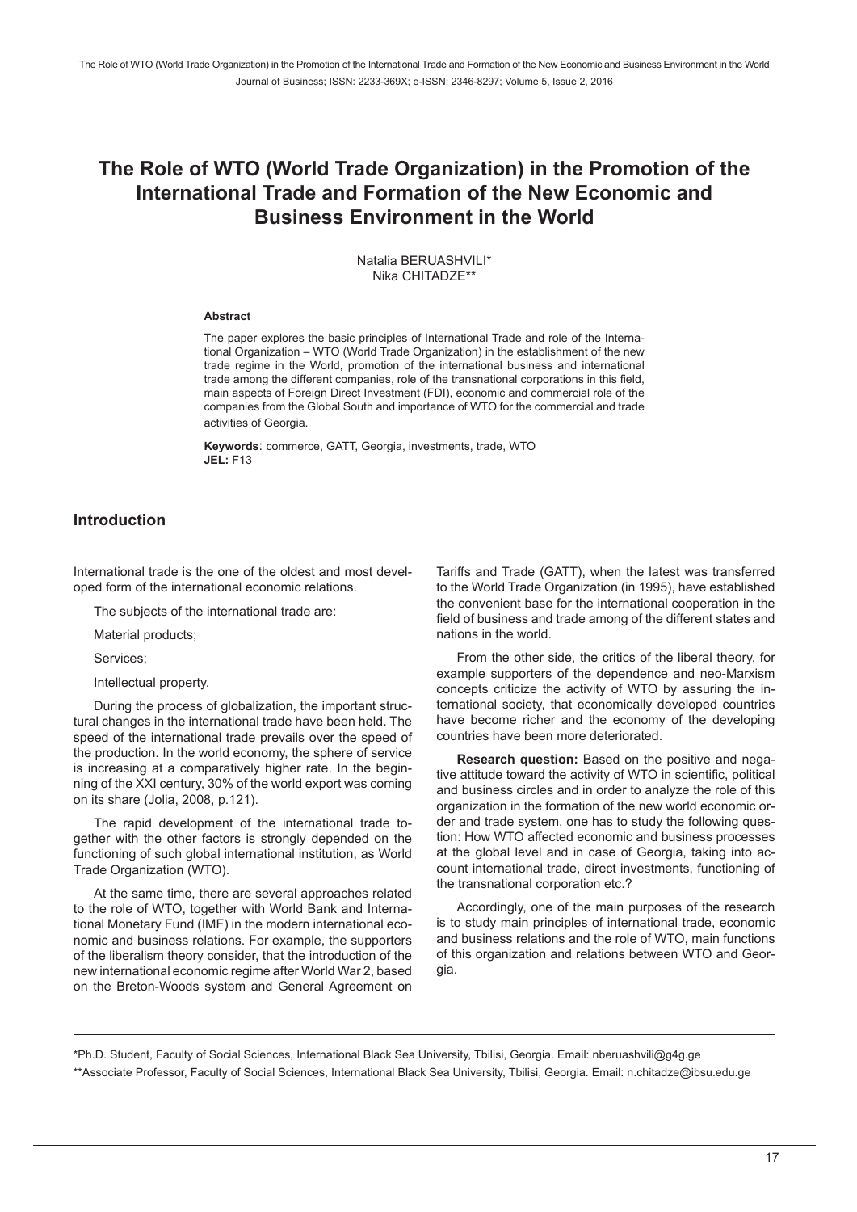# The Role of WTO (World Trade Organization) in the Promotion of the International Trade and Formation of the New Economic and Business Environment in the World

Natalia BERUASHVILI*
Nika CHITADZE**

#### Abstract

The paper explores the basic principles of International Trade and role of the International Organization – WTO (World Trade Organization) in the establishment of the new trade regime in the World, promotion of the international business and international trade among the different companies, role of the transnational corporations in this field, main aspects of Foreign Direct Investment (FDI), economic and commercial role of the companies from the Global South and importance of WTO for the commercial and trade activities of Georgia.

**Keywords**: commerce, GATT, Georgia, investments, trade, WTO
**JEL:** F13

## Introduction

International trade is the one of the oldest and most developed form of the international economic relations.

The subjects of the international trade are:

Material products;

Services;

Intellectual property.

During the process of globalization, the important structural changes in the international trade have been held. The speed of the international trade prevails over the speed of the production. In the world economy, the sphere of service is increasing at a comparatively higher rate. In the beginning of the XXI century, 30% of the world export was coming on its share (Jolia, 2008, p.121).

The rapid development of the international trade together with the other factors is strongly depended on the functioning of such global international institution, as World Trade Organization (WTO).

At the same time, there are several approaches related to the role of WTO, together with World Bank and International Monetary Fund (IMF) in the modern international economic and business relations. For example, the supporters of the liberalism theory consider, that the introduction of the new international economic regime after World War 2, based on the Breton-Woods system and General Agreement on Tariffs and Trade (GATT), when the latest was transferred to the World Trade Organization (in 1995), have established the convenient base for the international cooperation in the field of business and trade among of the different states and nations in the world.

From the other side, the critics of the liberal theory, for example supporters of the dependence and neo-Marxism concepts criticize the activity of WTO by assuring the international society, that economically developed countries have become richer and the economy of the developing countries have been more deteriorated.

**Research question:** Based on the positive and negative attitude toward the activity of WTO in scientific, political and business circles and in order to analyze the role of this organization in the formation of the new world economic order and trade system, one has to study the following question: How WTO affected economic and business processes at the global level and in case of Georgia, taking into account international trade, direct investments, functioning of the transnational corporation etc.?

Accordingly, one of the main purposes of the research is to study main principles of international trade, economic and business relations and the role of WTO, main functions of this organization and relations between WTO and Georgia.

---

*Ph.D. Student, Faculty of Social Sciences, International Black Sea University, Tbilisi, Georgia. Email: nberuashvili@g4g.ge

**Associate Professor, Faculty of Social Sciences, International Black Sea University, Tbilisi, Georgia. Email: n.chitadze@ibsu.edu.ge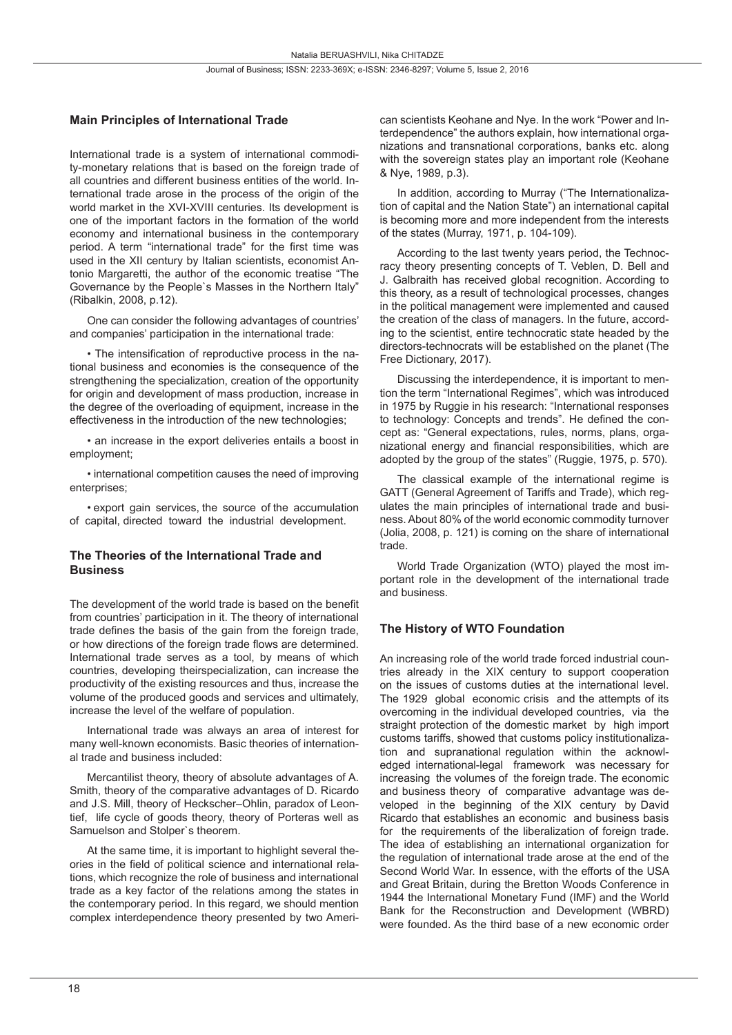## Main Principles of International Trade

International trade is a system of international commodity-monetary relations that is based on the foreign trade of all countries and different business entities of the world. International trade arose in the process of the origin of the world market in the XVI-XVIII centuries. Its development is one of the important factors in the formation of the world economy and international business in the contemporary period. A term "international trade" for the first time was used in the XII century by Italian scientists, economist Antonio Margaretti, the author of the economic treatise "The Governance by the People`s Masses in the Northern Italy" (Ribalkin, 2008, p.12).

One can consider the following advantages of countries' and companies' participation in the international trade:

• The intensification of reproductive process in the national business and economies is the consequence of the strengthening the specialization, creation of the opportunity for origin and development of mass production, increase in the degree of the overloading of equipment, increase in the effectiveness in the introduction of the new technologies;

• an increase in the export deliveries entails a boost in employment;

• international competition causes the need of improving enterprises;

• export gain services, the source of the accumulation of capital, directed toward the industrial development.

## The Theories of the International Trade and Business

The development of the world trade is based on the benefit from countries' participation in it. The theory of international trade defines the basis of the gain from the foreign trade, or how directions of the foreign trade flows are determined. International trade serves as a tool, by means of which countries, developing theirspecialization, can increase the productivity of the existing resources and thus, increase the volume of the produced goods and services and ultimately, increase the level of the welfare of population.

International trade was always an area of interest for many well-known economists. Basic theories of international trade and business included:

Mercantilist theory, theory of absolute advantages of A. Smith, theory of the comparative advantages of D. Ricardo and J.S. Mill, theory of Heckscher–Ohlin, paradox of Leontief, life cycle of goods theory, theory of Porteras well as Samuelson and Stolper`s theorem.

At the same time, it is important to highlight several theories in the field of political science and international relations, which recognize the role of business and international trade as a key factor of the relations among the states in the contemporary period. In this regard, we should mention complex interdependence theory presented by two American scientists Keohane and Nye. In the work "Power and Interdependence" the authors explain, how international organizations and transnational corporations, banks etc. along with the sovereign states play an important role (Keohane & Nye, 1989, p.3).

In addition, according to Murray ("The Internationalization of capital and the Nation State") an international capital is becoming more and more independent from the interests of the states (Murray, 1971, p. 104-109).

According to the last twenty years period, the Technocracy theory presenting concepts of T. Veblen, D. Bell and J. Galbraith has received global recognition. According to this theory, as a result of technological processes, changes in the political management were implemented and caused the creation of the class of managers. In the future, according to the scientist, entire technocratic state headed by the directors-technocrats will be established on the planet (The Free Dictionary, 2017).

Discussing the interdependence, it is important to mention the term "International Regimes", which was introduced in 1975 by Ruggie in his research: "International responses to technology: Concepts and trends". He defined the concept as: "General expectations, rules, norms, plans, organizational energy and financial responsibilities, which are adopted by the group of the states" (Ruggie, 1975, p. 570).

The classical example of the international regime is GATT (General Agreement of Tariffs and Trade), which regulates the main principles of international trade and business. About 80% of the world economic commodity turnover (Jolia, 2008, p. 121) is coming on the share of international trade.

World Trade Organization (WTO) played the most important role in the development of the international trade and business.

## The History of WTO Foundation

An increasing role of the world trade forced industrial countries already in the XIX century to support cooperation on the issues of customs duties at the international level. The 1929 global economic crisis and the attempts of its overcoming in the individual developed countries, via the straight protection of the domestic market by high import customs tariffs, showed that customs policy institutionalization and supranational regulation within the acknowledged international-legal framework was necessary for increasing the volumes of the foreign trade. The economic and business theory of comparative advantage was developed in the beginning of the XIX century by David Ricardo that establishes an economic and business basis for the requirements of the liberalization of foreign trade. The idea of establishing an international organization for the regulation of international trade arose at the end of the Second World War. In essence, with the efforts of the USA and Great Britain, during the Bretton Woods Conference in 1944 the International Monetary Fund (IMF) and the World Bank for the Reconstruction and Development (WBRD) were founded. As the third base of a new economic order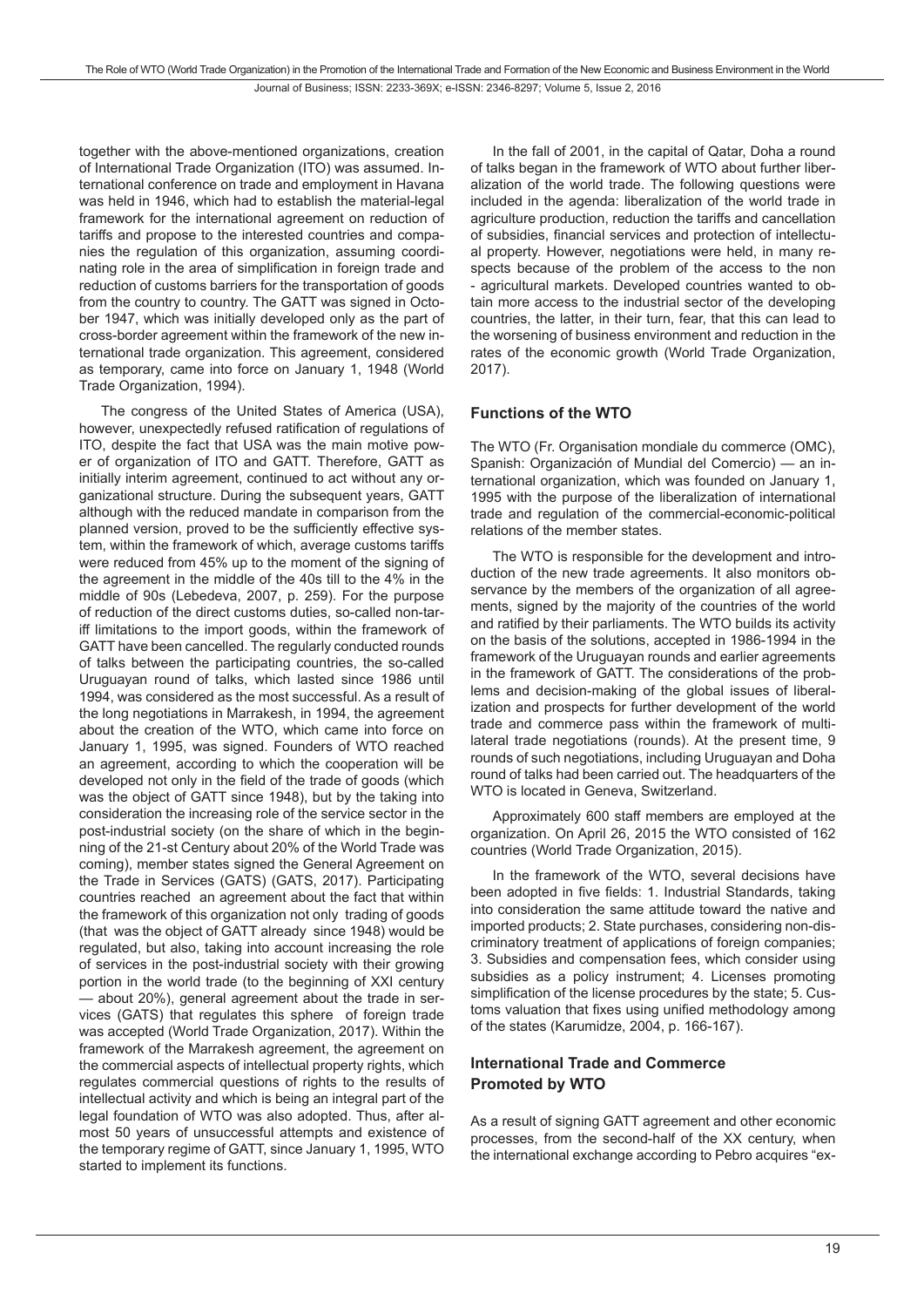together with the above-mentioned organizations, creation of International Trade Organization (ITO) was assumed. International conference on trade and employment in Havana was held in 1946, which had to establish the material-legal framework for the international agreement on reduction of tariffs and propose to the interested countries and companies the regulation of this organization, assuming coordinating role in the area of simplification in foreign trade and reduction of customs barriers for the transportation of goods from the country to country. The GATT was signed in October 1947, which was initially developed only as the part of cross-border agreement within the framework of the new international trade organization. This agreement, considered as temporary, came into force on January 1, 1948 (World Trade Organization, 1994).

The congress of the United States of America (USA), however, unexpectedly refused ratification of regulations of ITO, despite the fact that USA was the main motive power of organization of ITO and GATT. Therefore, GATT as initially interim agreement, continued to act without any organizational structure. During the subsequent years, GATT although with the reduced mandate in comparison from the planned version, proved to be the sufficiently effective system, within the framework of which, average customs tariffs were reduced from 45% up to the moment of the signing of the agreement in the middle of the 40s till to the 4% in the middle of 90s (Lebedeva, 2007, p. 259). For the purpose of reduction of the direct customs duties, so-called non-tariff limitations to the import goods, within the framework of GATT have been cancelled. The regularly conducted rounds of talks between the participating countries, the so-called Uruguayan round of talks, which lasted since 1986 until 1994, was considered as the most successful. As a result of the long negotiations in Marrakesh, in 1994, the agreement about the creation of the WTO, which came into force on January 1, 1995, was signed. Founders of WTO reached an agreement, according to which the cooperation will be developed not only in the field of the trade of goods (which was the object of GATT since 1948), but by the taking into consideration the increasing role of the service sector in the post-industrial society (on the share of which in the beginning of the 21-st Century about 20% of the World Trade was coming), member states signed the General Agreement on the Trade in Services (GATS) (GATS, 2017). Participating countries reached an agreement about the fact that within the framework of this organization not only trading of goods (that was the object of GATT already since 1948) would be regulated, but also, taking into account increasing the role of services in the post-industrial society with their growing portion in the world trade (to the beginning of XXI century — about 20%), general agreement about the trade in services (GATS) that regulates this sphere of foreign trade was accepted (World Trade Organization, 2017). Within the framework of the Marrakesh agreement, the agreement on the commercial aspects of intellectual property rights, which regulates commercial questions of rights to the results of intellectual activity and which is being an integral part of the legal foundation of WTO was also adopted. Thus, after almost 50 years of unsuccessful attempts and existence of the temporary regime of GATT, since January 1, 1995, WTO started to implement its functions.

In the fall of 2001, in the capital of Qatar, Doha a round of talks began in the framework of WTO about further liberalization of the world trade. The following questions were included in the agenda: liberalization of the world trade in agriculture production, reduction the tariffs and cancellation of subsidies, financial services and protection of intellectual property. However, negotiations were held, in many respects because of the problem of the access to the non - agricultural markets. Developed countries wanted to obtain more access to the industrial sector of the developing countries, the latter, in their turn, fear, that this can lead to the worsening of business environment and reduction in the rates of the economic growth (World Trade Organization, 2017).

## Functions of the WTO

The WTO (Fr. Organisation mondiale du commerce (OMC), Spanish: Organización de Mundial del Comercio) — an international organization, which was founded on January 1, 1995 with the purpose of the liberalization of international trade and regulation of the commercial-economic-political relations of the member states.

The WTO is responsible for the development and introduction of the new trade agreements. It also monitors observance by the members of the organization of all agreements, signed by the majority of the countries of the world and ratified by their parliaments. The WTO builds its activity on the basis of the solutions, accepted in 1986-1994 in the framework of the Uruguayan rounds and earlier agreements in the framework of GATT. The considerations of the problems and decision-making of the global issues of liberalization and prospects for further development of the world trade and commerce pass within the framework of multilateral trade negotiations (rounds). At the present time, 9 rounds of such negotiations, including Uruguayan and Doha round of talks had been carried out. The headquarters of the WTO is located in Geneva, Switzerland.

Approximately 600 staff members are employed at the organization. On April 26, 2015 the WTO consisted of 162 countries (World Trade Organization, 2015).

In the framework of the WTO, several decisions have been adopted in five fields: 1. Industrial Standards, taking into consideration the same attitude toward the native and imported products; 2. State purchases, considering non-discriminatory treatment of applications of foreign companies; 3. Subsidies and compensation fees, which consider using subsidies as a policy instrument; 4. Licenses promoting simplification of the license procedures by the state; 5. Customs valuation that fixes using unified methodology among of the states (Karumidze, 2004, p. 166-167).

## International Trade and Commerce Promoted by WTO

As a result of signing GATT agreement and other economic processes, from the second-half of the XX century, when the international exchange according to Pebro acquires "ex-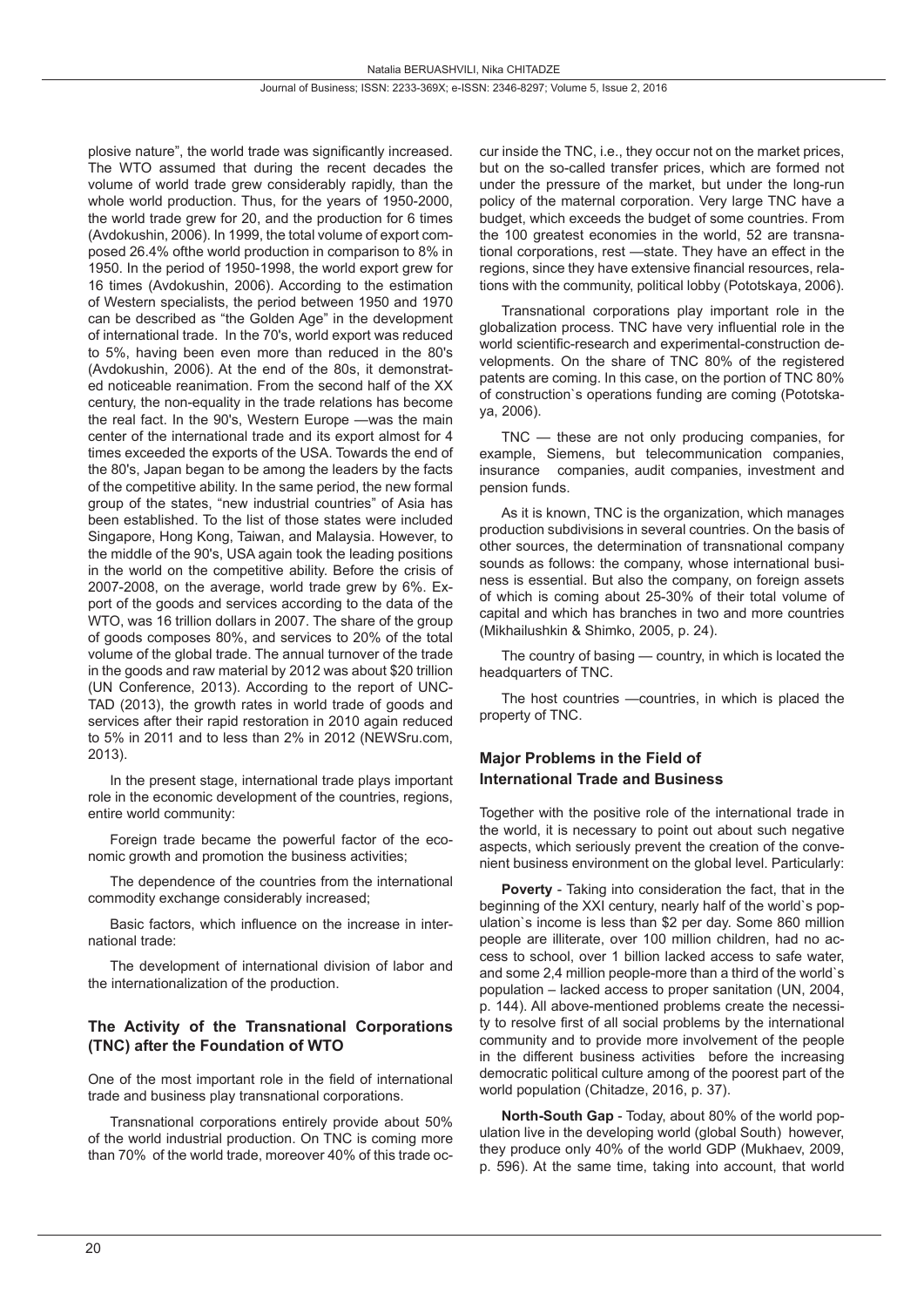plosive nature", the world trade was significantly increased. The WTO assumed that during the recent decades the volume of world trade grew considerably rapidly, than the whole world production. Thus, for the years of 1950-2000, the world trade grew for 20, and the production for 6 times (Avdokushin, 2006). In 1999, the total volume of export composed 26.4% ofthe world production in comparison to 8% in 1950. In the period of 1950-1998, the world export grew for 16 times (Avdokushin, 2006). According to the estimation of Western specialists, the period between 1950 and 1970 can be described as "the Golden Age" in the development of international trade. In the 70's, world export was reduced to 5%, having been even more than reduced in the 80's (Avdokushin, 2006). At the end of the 80s, it demonstrated noticeable reanimation. From the second half of the XX century, the non-equality in the trade relations has become the real fact. In the 90's, Western Europe —was the main center of the international trade and its export almost for 4 times exceeded the exports of the USA. Towards the end of the 80's, Japan began to be among the leaders by the facts of the competitive ability. In the same period, the new formal group of the states, "new industrial countries" of Asia has been established. To the list of those states were included Singapore, Hong Kong, Taiwan, and Malaysia. However, to the middle of the 90's, USA again took the leading positions in the world on the competitive ability. Before the crisis of 2007-2008, on the average, world trade grew by 6%. Export of the goods and services according to the data of the WTO, was 16 trillion dollars in 2007. The share of the group of goods composes 80%, and services to 20% of the total volume of the global trade. The annual turnover of the trade in the goods and raw material by 2012 was about $20 trillion (UN Conference, 2013). According to the report of UNCTAD (2013), the growth rates in world trade of goods and services after their rapid restoration in 2010 again reduced to 5% in 2011 and to less than 2% in 2012 (NEWSru.com, 2013).

In the present stage, international trade plays important role in the economic development of the countries, regions, entire world community:

Foreign trade became the powerful factor of the economic growth and promotion the business activities;

The dependence of the countries from the international commodity exchange considerably increased;

Basic factors, which influence on the increase in international trade:

The development of international division of labor and the internationalization of the production.

## The Activity of the Transnational Corporations (TNC) after the Foundation of WTO

One of the most important role in the field of international trade and business play transnational corporations.

Transnational corporations entirely provide about 50% of the world industrial production. On TNC is coming more than 70% of the world trade, moreover 40% of this trade occur inside the TNC, i.e., they occur not on the market prices, but on the so-called transfer prices, which are formed not under the pressure of the market, but under the long-run policy of the maternal corporation. Very large TNC have a budget, which exceeds the budget of some countries. From the 100 greatest economies in the world, 52 are transnational corporations, rest —state. They have an effect in the regions, since they have extensive financial resources, relations with the community, political lobby (Pototskaya, 2006).

Transnational corporations play important role in the globalization process. TNC have very influential role in the world scientific-research and experimental-construction developments. On the share of TNC 80% of the registered patents are coming. In this case, on the portion of TNC 80% of construction`s operations funding are coming (Pototskaya, 2006).

TNC — these are not only producing companies, for example, Siemens, but telecommunication companies, insurance companies, audit companies, investment and pension funds.

As it is known, TNC is the organization, which manages production subdivisions in several countries. On the basis of other sources, the determination of transnational company sounds as follows: the company, whose international business is essential. But also the company, on foreign assets of which is coming about 25-30% of their total volume of capital and which has branches in two and more countries (Mikhailushkin & Shimko, 2005, p. 24).

The country of basing — country, in which is located the headquarters of TNC.

The host countries —countries, in which is placed the property of TNC.

## Major Problems in the Field of International Trade and Business

Together with the positive role of the international trade in the world, it is necessary to point out about such negative aspects, which seriously prevent the creation of the convenient business environment on the global level. Particularly:

**Poverty** - Taking into consideration the fact, that in the beginning of the XXI century, nearly half of the world`s population`s income is less than $2 per day. Some 860 million people are illiterate, over 100 million children, had no access to school, over 1 billion lacked access to safe water, and some 2,4 million people-more than a third of the world`s population – lacked access to proper sanitation (UN, 2004, p. 144). All above-mentioned problems create the necessity to resolve first of all social problems by the international community and to provide more involvement of the people in the different business activities before the increasing democratic political culture among of the poorest part of the world population (Chitadze, 2016, p. 37).

**North-South Gap** - Today, about 80% of the world population live in the developing world (global South) however, they produce only 40% of the world GDP (Mukhaev, 2009, p. 596). At the same time, taking into account, that world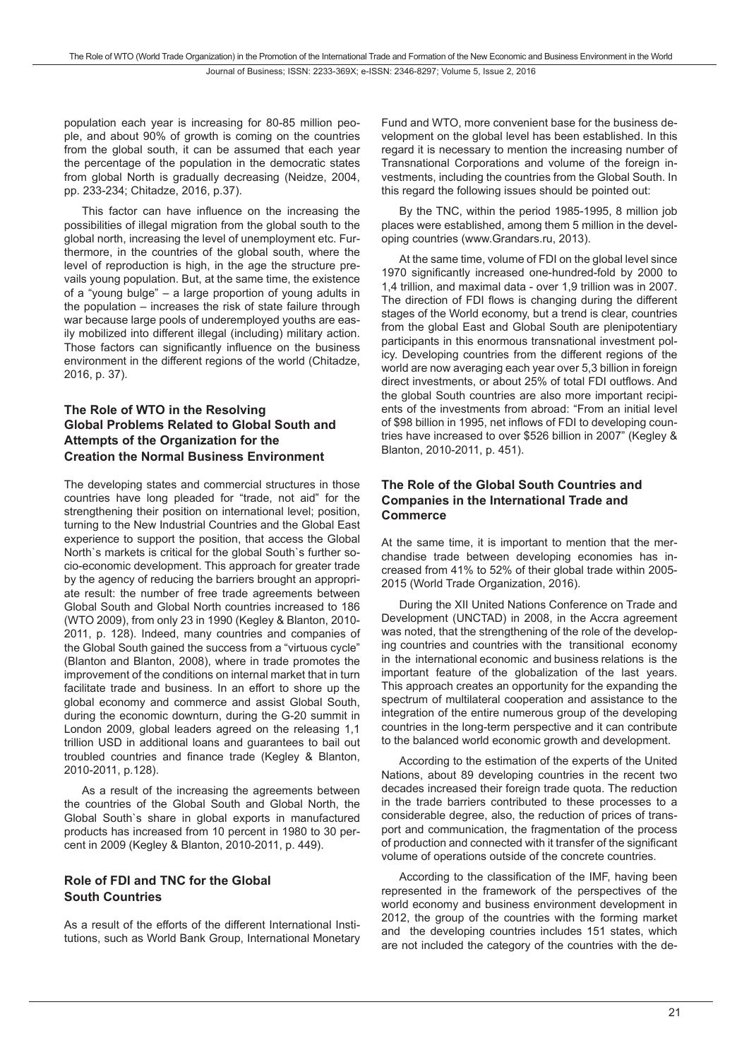population each year is increasing for 80-85 million people, and about 90% of growth is coming on the countries from the global south, it can be assumed that each year the percentage of the population in the democratic states from global North is gradually decreasing (Neidze, 2004, pp. 233-234; Chitadze, 2016, p.37).

This factor can have influence on the increasing the possibilities of illegal migration from the global south to the global north, increasing the level of unemployment etc. Furthermore, in the countries of the global south, where the level of reproduction is high, in the age the structure prevails young population. But, at the same time, the existence of a "young bulge" – a large proportion of young adults in the population – increases the risk of state failure through war because large pools of underemployed youths are easily mobilized into different illegal (including) military action. Those factors can significantly influence on the business environment in the different regions of the world (Chitadze, 2016, p. 37).

## The Role of WTO in the Resolving Global Problems Related to Global South and Attempts of the Organization for the Creation the Normal Business Environment

The developing states and commercial structures in those countries have long pleaded for "trade, not aid" for the strengthening their position on international level; position, turning to the New Industrial Countries and the Global East experience to support the position, that access the Global North`s markets is critical for the global South`s further socio-economic development. This approach for greater trade by the agency of reducing the barriers brought an appropriate result: the number of free trade agreements between Global South and Global North countries increased to 186 (WTO 2009), from only 23 in 1990 (Kegley & Blanton, 2010-2011, p. 128). Indeed, many countries and companies of the Global South gained the success from a "virtuous cycle" (Blanton and Blanton, 2008), where in trade promotes the improvement of the conditions on internal market that in turn facilitate trade and business. In an effort to shore up the global economy and commerce and assist Global South, during the economic downturn, during the G-20 summit in London 2009, global leaders agreed on the releasing 1,1 trillion USD in additional loans and guarantees to bail out troubled countries and finance trade (Kegley & Blanton, 2010-2011, p.128).

As a result of the increasing the agreements between the countries of the Global South and Global North, the Global South`s share in global exports in manufactured products has increased from 10 percent in 1980 to 30 percent in 2009 (Kegley & Blanton, 2010-2011, p. 449).

## Role of FDI and TNC for the Global South Countries

As a result of the efforts of the different International Institutions, such as World Bank Group, International Monetary Fund and WTO, more convenient base for the business development on the global level has been established. In this regard it is necessary to mention the increasing number of Transnational Corporations and volume of the foreign investments, including the countries from the Global South. In this regard the following issues should be pointed out:

By the TNC, within the period 1985-1995, 8 million job places were established, among them 5 million in the developing countries (www.Grandars.ru, 2013).

At the same time, volume of FDI on the global level since 1970 significantly increased one-hundred-fold by 2000 to 1,4 trillion, and maximal data - over 1,9 trillion was in 2007. The direction of FDI flows is changing during the different stages of the World economy, but a trend is clear, countries from the global East and Global South are plenipotentiary participants in this enormous transnational investment policy. Developing countries from the different regions of the world are now averaging each year over 5,3 billion in foreign direct investments, or about 25% of total FDI outflows. And the global South countries are also more important recipients of the investments from abroad: "From an initial level of $98 billion in 1995, net inflows of FDI to developing countries have increased to over $526 billion in 2007" (Kegley & Blanton, 2010-2011, p. 451).

## The Role of the Global South Countries and Companies in the International Trade and Commerce

At the same time, it is important to mention that the merchandise trade between developing economies has increased from 41% to 52% of their global trade within 2005-2015 (World Trade Organization, 2016).

During the XII United Nations Conference on Trade and Development (UNCTAD) in 2008, in the Accra agreement was noted, that the strengthening of the role of the developing countries and countries with the transitional economy in the international economic and business relations is the important feature of the globalization of the last years. This approach creates an opportunity for the expanding the spectrum of multilateral cooperation and assistance to the integration of the entire numerous group of the developing countries in the long-term perspective and it can contribute to the balanced world economic growth and development.

According to the estimation of the experts of the United Nations, about 89 developing countries in the recent two decades increased their foreign trade quota. The reduction in the trade barriers contributed to these processes to a considerable degree, also, the reduction of prices of transport and communication, the fragmentation of the process of production and connected with it transfer of the significant volume of operations outside of the concrete countries.

According to the classification of the IMF, having been represented in the framework of the perspectives of the world economy and business environment development in 2012, the group of the countries with the forming market and the developing countries includes 151 states, which are not included the category of the countries with the de-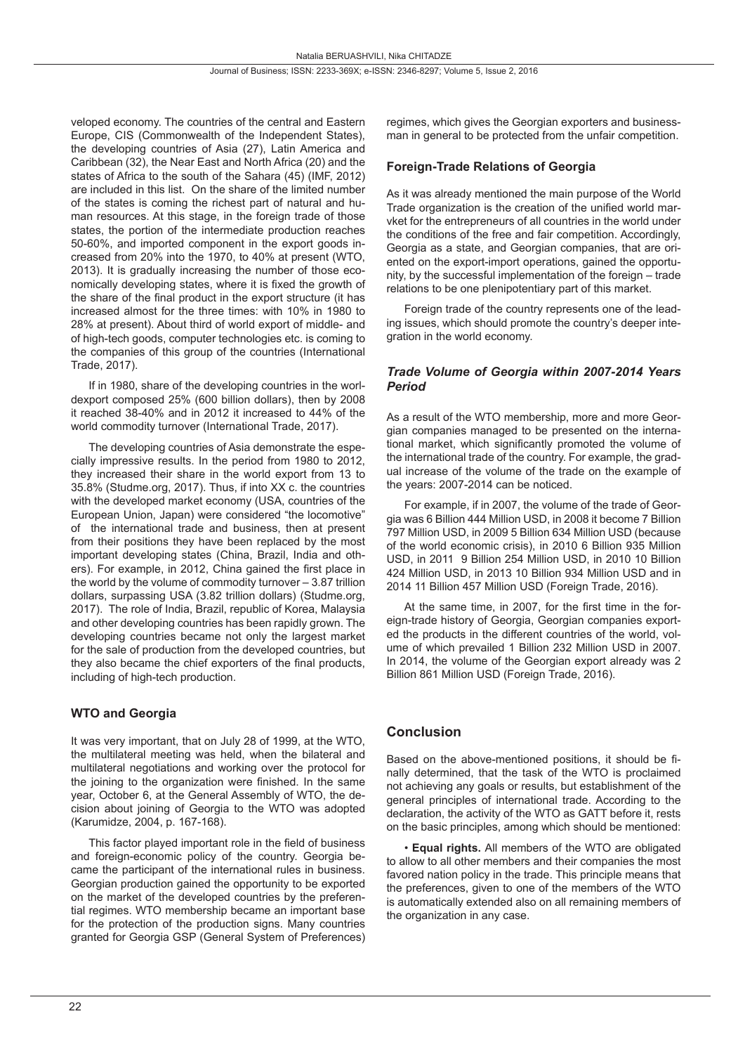veloped economy. The countries of the central and Eastern Europe, CIS (Commonwealth of the Independent States), the developing countries of Asia (27), Latin America and Caribbean (32), the Near East and North Africa (20) and the states of Africa to the south of the Sahara (45) (IMF, 2012) are included in this list. On the share of the limited number of the states is coming the richest part of natural and human resources. At this stage, in the foreign trade of those states, the portion of the intermediate production reaches 50-60%, and imported component in the export goods increased from 20% into the 1970, to 40% at present (WTO, 2013). It is gradually increasing the number of those economically developing states, where it is fixed the growth of the share of the final product in the export structure (it has increased almost for the three times: with 10% in 1980 to 28% at present). About third of world export of middle- and of high-tech goods, computer technologies etc. is coming to the companies of this group of the countries (International Trade, 2017).

If in 1980, share of the developing countries in the worldexport composed 25% (600 billion dollars), then by 2008 it reached 38-40% and in 2012 it increased to 44% of the world commodity turnover (International Trade, 2017).

The developing countries of Asia demonstrate the especially impressive results. In the period from 1980 to 2012, they increased their share in the world export from 13 to 35.8% (Studme.org, 2017). Thus, if into XX c. the countries with the developed market economy (USA, countries of the European Union, Japan) were considered "the locomotive" of the international trade and business, then at present from their positions they have been replaced by the most important developing states (China, Brazil, India and others). For example, in 2012, China gained the first place in the world by the volume of commodity turnover – 3.87 trillion dollars, surpassing USA (3.82 trillion dollars) (Studme.org, 2017). The role of India, Brazil, republic of Korea, Malaysia and other developing countries has been rapidly grown. The developing countries became not only the largest market for the sale of production from the developed countries, but they also became the chief exporters of the final products, including of high-tech production.

## WTO and Georgia

It was very important, that on July 28 of 1999, at the WTO, the multilateral meeting was held, when the bilateral and multilateral negotiations and working over the protocol for the joining to the organization were finished. In the same year, October 6, at the General Assembly of WTO, the decision about joining of Georgia to the WTO was adopted (Karumidze, 2004, p. 167-168).

This factor played important role in the field of business and foreign-economic policy of the country. Georgia became the participant of the international rules in business. Georgian production gained the opportunity to be exported on the market of the developed countries by the preferential regimes. WTO membership became an important base for the protection of the production signs. Many countries granted for Georgia GSP (General System of Preferences) regimes, which gives the Georgian exporters and businessman in general to be protected from the unfair competition.

## Foreign-Trade Relations of Georgia

As it was already mentioned the main purpose of the World Trade organization is the creation of the unified world marvket for the entrepreneurs of all countries in the world under the conditions of the free and fair competition. Accordingly, Georgia as a state, and Georgian companies, that are oriented on the export-import operations, gained the opportunity, by the successful implementation of the foreign – trade relations to be one plenipotentiary part of this market.

Foreign trade of the country represents one of the leading issues, which should promote the country's deeper integration in the world economy.

### *Trade Volume of Georgia within 2007-2014 Years Period*

As a result of the WTO membership, more and more Georgian companies managed to be presented on the international market, which significantly promoted the volume of the international trade of the country. For example, the gradual increase of the volume of the trade on the example of the years: 2007-2014 can be noticed.

For example, if in 2007, the volume of the trade of Georgia was 6 Billion 444 Million USD, in 2008 it become 7 Billion 797 Million USD, in 2009 5 Billion 634 Million USD (because of the world economic crisis), in 2010 6 Billion 935 Million USD, in 2011 9 Billion 254 Million USD, in 2010 10 Billion 424 Million USD, in 2013 10 Billion 934 Million USD and in 2014 11 Billion 457 Million USD (Foreign Trade, 2016).

At the same time, in 2007, for the first time in the foreign-trade history of Georgia, Georgian companies exported the products in the different countries of the world, volume of which prevailed 1 Billion 232 Million USD in 2007. In 2014, the volume of the Georgian export already was 2 Billion 861 Million USD (Foreign Trade, 2016).

## Conclusion

Based on the above-mentioned positions, it should be finally determined, that the task of the WTO is proclaimed not achieving any goals or results, but establishment of the general principles of international trade. According to the declaration, the activity of the WTO as GATT before it, rests on the basic principles, among which should be mentioned:

- **Equal rights.** All members of the WTO are obligated to allow to all other members and their companies the most favored nation policy in the trade. This principle means that the preferences, given to one of the members of the WTO is automatically extended also on all remaining members of the organization in any case.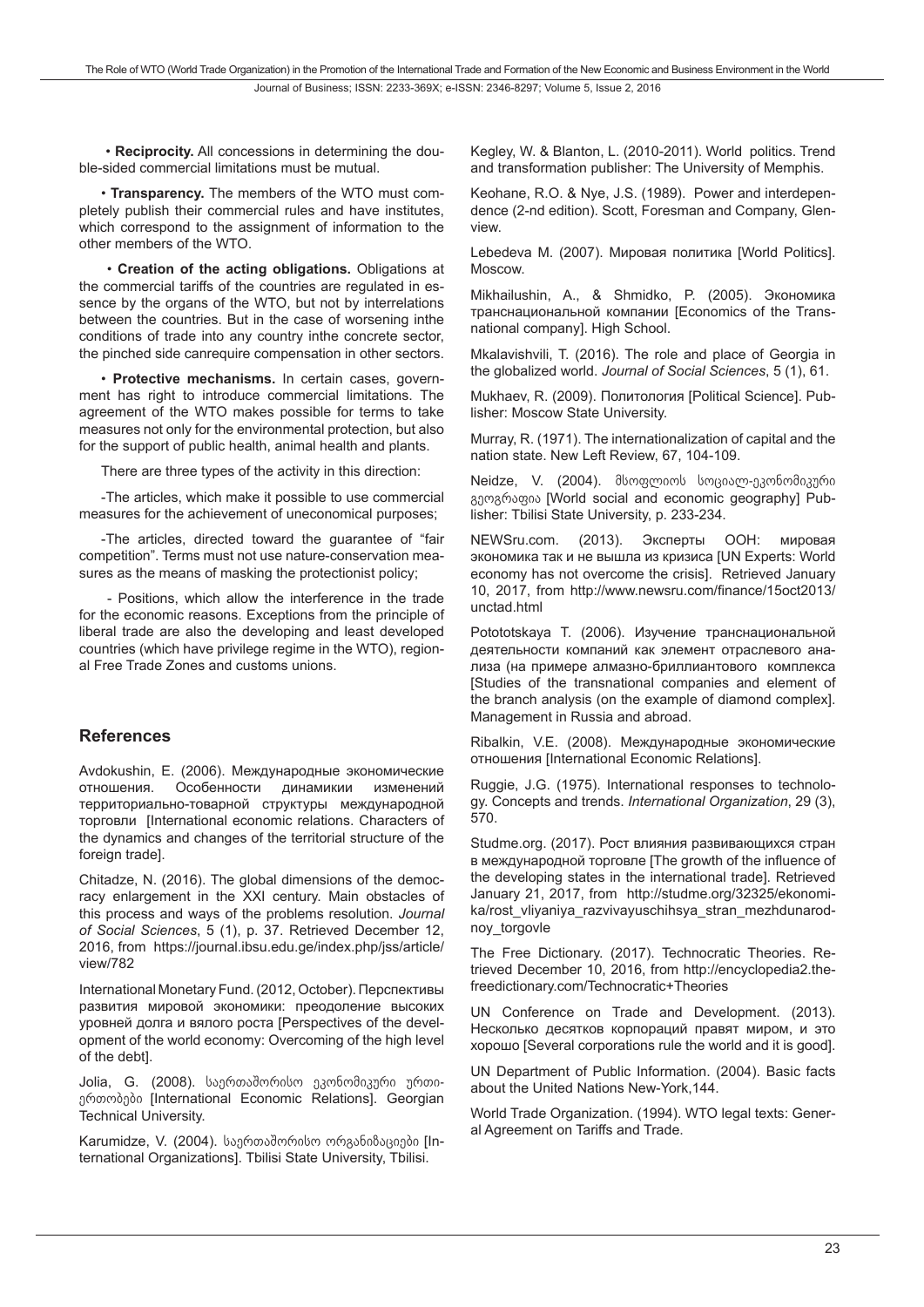• **Reciprocity.** All concessions in determining the double-sided commercial limitations must be mutual.

• **Transparency.** The members of the WTO must completely publish their commercial rules and have institutes, which correspond to the assignment of information to the other members of the WTO.

• **Creation of the acting obligations.** Obligations at the commercial tariffs of the countries are regulated in essence by the organs of the WTO, but not by interrelations between the countries. But in the case of worsening inthe conditions of trade into any country inthe concrete sector, the pinched side canrequire compensation in other sectors.

• **Protective mechanisms.** In certain cases, government has right to introduce commercial limitations. The agreement of the WTO makes possible for terms to take measures not only for the environmental protection, but also for the support of public health, animal health and plants.

There are three types of the activity in this direction:

-The articles, which make it possible to use commercial measures for the achievement of uneconomical purposes;

-The articles, directed toward the guarantee of "fair competition". Terms must not use nature-conservation measures as the means of masking the protectionist policy;

- Positions, which allow the interference in the trade for the economic reasons. Exceptions from the principle of liberal trade are also the developing and least developed countries (which have privilege regime in the WTO), regional Free Trade Zones and customs unions.

## References

Avdokushin, E. (2006). Международные экономические отношения. Особенности динамики изменений территориально-товарной структуры международной торговли [International economic relations. Characters of the dynamics and changes of the territorial structure of the foreign trade].

Chitadze, N. (2016). The global dimensions of the democracy enlargement in the XXI century. Main obstacles of this process and ways of the problems resolution. *Journal of Social Sciences*, 5 (1), p. 37. Retrieved December 12, 2016, from https://journal.ibsu.edu.ge/index.php/jss/article/view/782

International Monetary Fund. (2012, October). Перспективы развития мировой экономики: преодоление высоких уровней долга и вялого роста [Perspectives of the development of the world economy: Overcoming of the high level of the debt].

Jolia, G. (2008). საერთაშორისო ეკონომიკური ურთიერთობები [International Economic Relations]. Georgian Technical University.

Karumidze, V. (2004). საერთაშორისო ორგანიზაციები [International Organizations]. Tbilisi State University, Tbilisi.

Kegley, W. & Blanton, L. (2010-2011). World politics. Trend and transformation publisher: The University of Memphis.

Keohane, R.O. & Nye, J.S. (1989). Power and interdependence (2-nd edition). Scott, Foresman and Company, Glenview.

Lebedeva M. (2007). Мировая политика [World Politics]. Moscow.

Mikhailushin, A., & Shmidko, P. (2005). Экономика транснациональной компании [Economics of the Transnational company]. High School.

Mkalavishvili, T. (2016). The role and place of Georgia in the globalized world. *Journal of Social Sciences*, 5 (1), 61.

Mukhaev, R. (2009). Политология [Political Science]. Publisher: Moscow State University.

Murray, R. (1971). The internationalization of capital and the nation state. New Left Review, 67, 104-109.

Neidze, V. (2004). მსოფლიოს სოციალ-ეკონომიკური გეოგრაფია [World social and economic geography] Publisher: Tbilisi State University, p. 233-234.

NEWSru.com. (2013). Эксперты ООН: мировая экономика так и не вышла из кризиса [UN Experts: World economy has not overcome the crisis]. Retrieved January 10, 2017, from http://www.newsru.com/finance/15oct2013/unctad.html

Pototskaya T. (2006). Изучение транснациональной деятельности компаний как элемент отраслевого анализа (на примере алмазно-бриллиантового комплекса [Studies of the transnational companies and element of the branch analysis (on the example of diamond complex]. Management in Russia and abroad.

Ribalkin, V.E. (2008). Международные экономические отношения [International Economic Relations].

Ruggie, J.G. (1975). International responses to technology. Concepts and trends. *International Organization*, 29 (3), 570.

Studme.org. (2017). Рост влияния развивающихся стран в международной торговле [The growth of the influence of the developing states in the international trade]. Retrieved January 21, 2017, from http://studme.org/32325/ekonomika/rost_vliyaniya_razvivayuschihsya_stran_mezhdunarodnoy_torgovle

The Free Dictionary. (2017). Technocratic Theories. Retrieved December 10, 2016, from http://encyclopedia2.thefreedictionary.com/Technocratic+Theories

UN Conference on Trade and Development. (2013). Несколько десятков корпораций правят миром, и это хорошо [Several corporations rule the world and it is good].

UN Department of Public Information. (2004). Basic facts about the United Nations New-York,144.

World Trade Organization. (1994). WTO legal texts: General Agreement on Tariffs and Trade.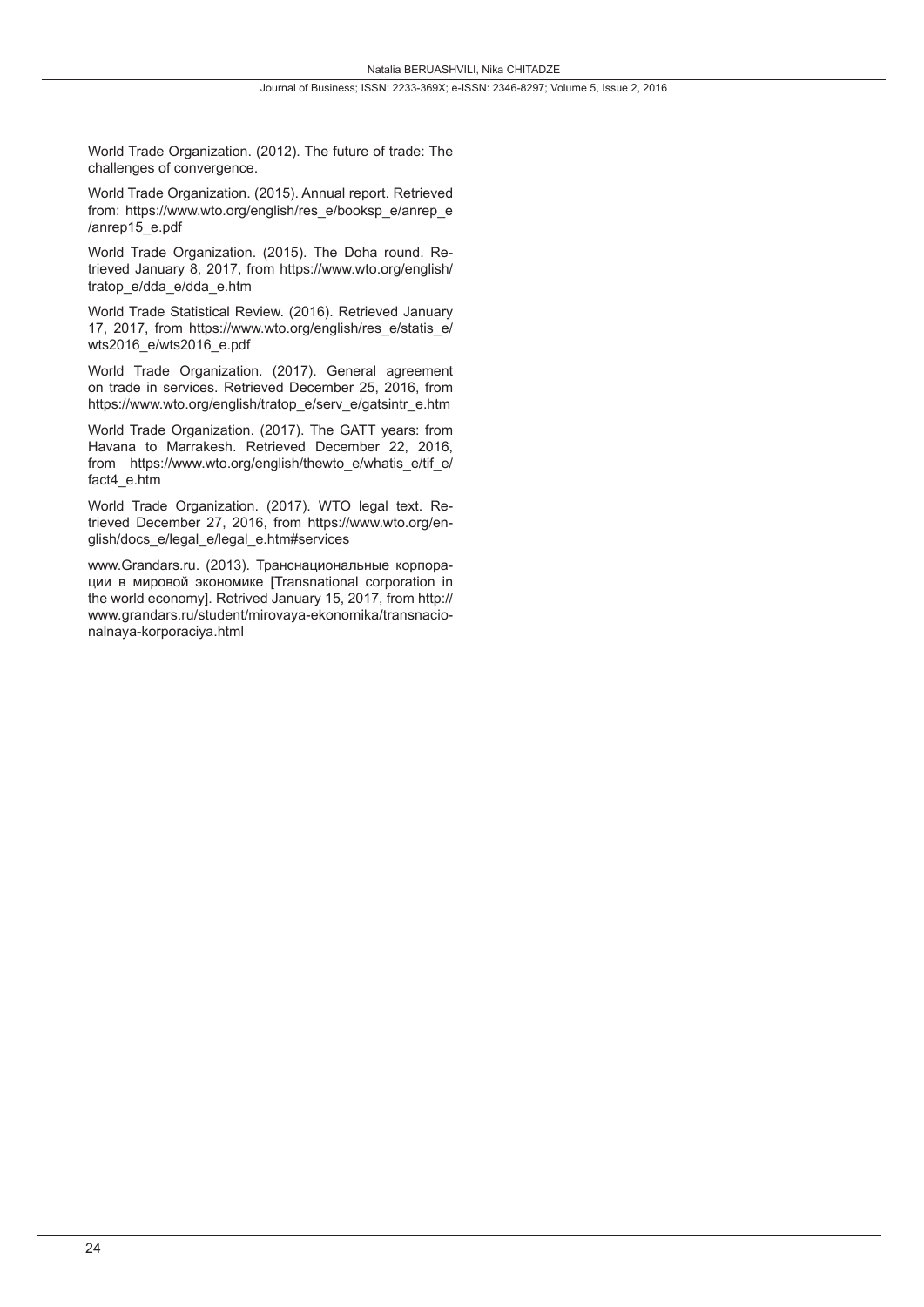World Trade Organization. (2012). The future of trade: The challenges of convergence.

World Trade Organization. (2015). Annual report. Retrieved from: https://www.wto.org/english/res_e/booksp_e/anrep_e/anrep15_e.pdf

World Trade Organization. (2015). The Doha round. Retrieved January 8, 2017, from https://www.wto.org/english/tratop_e/dda_e/dda_e.htm

World Trade Statistical Review. (2016). Retrieved January 17, 2017, from https://www.wto.org/english/res_e/statis_e/wts2016_e/wts2016_e.pdf

World Trade Organization. (2017). General agreement on trade in services. Retrieved December 25, 2016, from https://www.wto.org/english/tratop_e/serv_e/gatsintr_e.htm

World Trade Organization. (2017). The GATT years: from Havana to Marrakesh. Retrieved December 22, 2016, from https://www.wto.org/english/thewto_e/whatis_e/tif_e/fact4_e.htm

World Trade Organization. (2017). WTO legal text. Retrieved December 27, 2016, from https://www.wto.org/english/docs_e/legal_e/legal_e.htm#services

www.Grandars.ru. (2013). Транснациональные корпорации в мировой экономике [Transnational corporation in the world economy]. Retrived January 15, 2017, from http://www.grandars.ru/student/mirovaya-ekonomika/transnacionalnaya-korporaciya.html